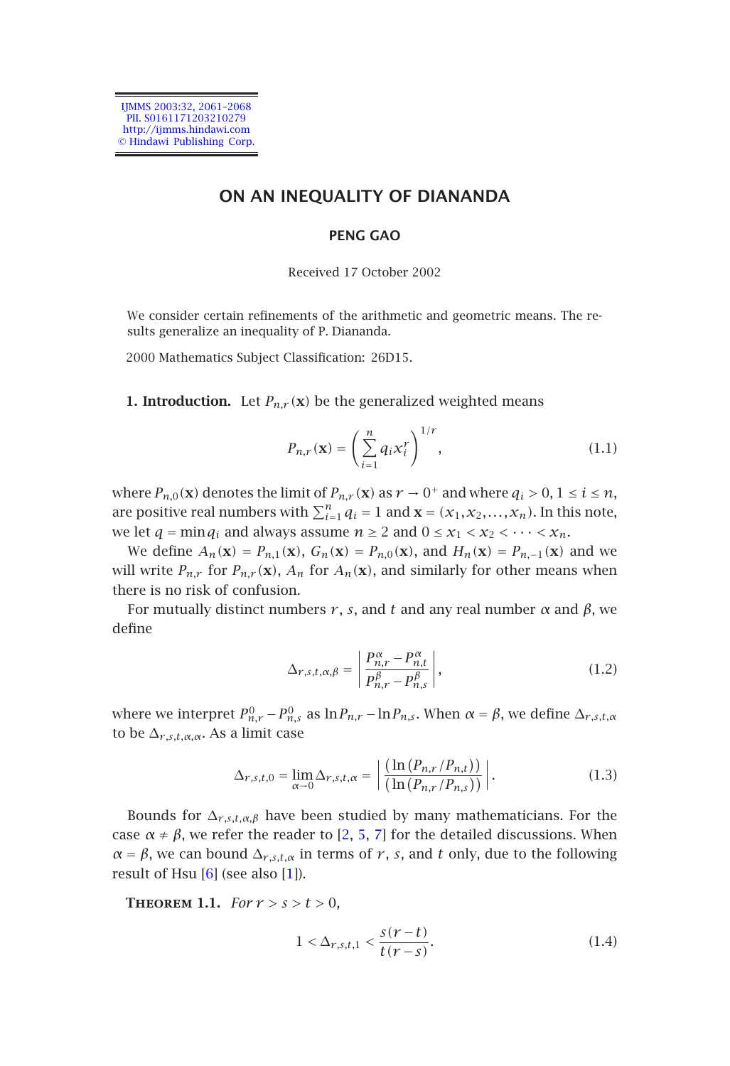# ON AN INEQUALITY OF DIANANDA

**PENG GAO**

Received 17 October 2002

We consider certain refinements of the arithmetic and geometric means. The results generalize an inequality of P. Diananda.

2000 Mathematics Subject Classification: 26D15.

**1. Introduction.** Let $P_{n,r}(\mathbf{x})$ be the generalized weighted means

$$P_{n,r}(\mathbf{x}) = \left(\sum_{i=1}^{n} q_i x_i^r\right)^{1/r}, \tag{1.1}$$

where $P_{n,0}(\mathbf{x})$ denotes the limit of $P_{n,r}(\mathbf{x})$ as $r \to 0^+$ and where $q_i > 0$, $1 \le i \le n$, are positive real numbers with $\sum_{i=1}^{n} q_i = 1$ and $\mathbf{x} = (x_1, x_2, \ldots, x_n)$. In this note, we let $q = \min q_i$ and always assume $n \ge 2$ and $0 \le x_1 < x_2 < \cdots < x_n$.

We define $A_n(\mathbf{x}) = P_{n,1}(\mathbf{x})$, $G_n(\mathbf{x}) = P_{n,0}(\mathbf{x})$, and $H_n(\mathbf{x}) = P_{n,-1}(\mathbf{x})$ and we will write $P_{n,r}$ for $P_{n,r}(\mathbf{x})$, $A_n$ for $A_n(\mathbf{x})$, and similarly for other means when there is no risk of confusion.

For mutually distinct numbers $r$, $s$, and $t$ and any real number $\alpha$ and $\beta$, we define

$$\Delta_{r,s,t,\alpha,\beta} = \left| \frac{P_{n,r}^{\alpha} - P_{n,t}^{\alpha}}{P_{n,r}^{\beta} - P_{n,s}^{\beta}} \right|, \tag{1.2}$$

where we interpret $P_{n,r}^0 - P_{n,s}^0$ as $\ln P_{n,r} - \ln P_{n,s}$. When $\alpha = \beta$, we define $\Delta_{r,s,t,\alpha}$ to be $\Delta_{r,s,t,\alpha,\alpha}$. As a limit case

$$\Delta_{r,s,t,0} = \lim_{\alpha \to 0} \Delta_{r,s,t,\alpha} = \left| \frac{\left(\ln\left(P_{n,r}/P_{n,t}\right)\right)}{\left(\ln\left(P_{n,r}/P_{n,s}\right)\right)} \right|. \tag{1.3}$$

Bounds for $\Delta_{r,s,t,\alpha,\beta}$ have been studied by many mathematicians. For the case $\alpha \ne \beta$, we refer the reader to [2, 5, 7] for the detailed discussions. When $\alpha = \beta$, we can bound $\Delta_{r,s,t,\alpha}$ in terms of $r$, $s$, and $t$ only, due to the following result of Hsu [6] (see also [1]).

**Theorem 1.1.** *For $r > s > t > 0$,*

$$1 < \Delta_{r,s,t,1} < \frac{s(r-t)}{t(r-s)}. \tag{1.4}$$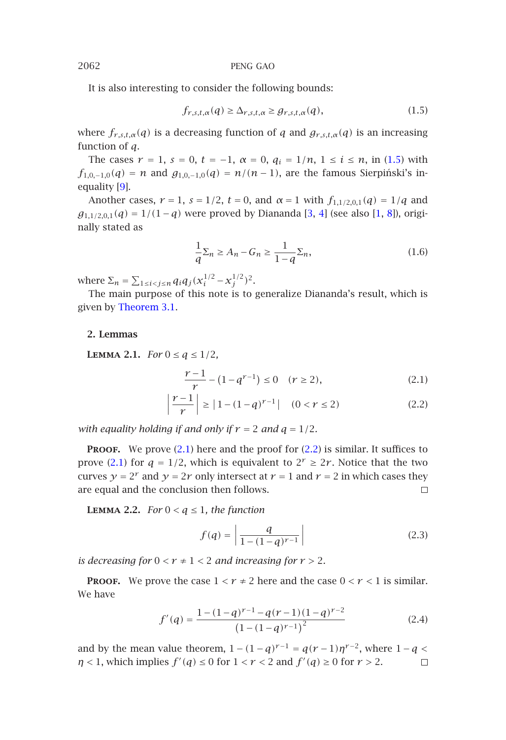It is also interesting to consider the following bounds:

$$f_{r,s,t,\alpha}(q) \geq \Delta_{r,s,t,\alpha} \geq g_{r,s,t,\alpha}(q), \tag{1.5}$$

where $f_{r,s,t,\alpha}(q)$ is a decreasing function of $q$ and $g_{r,s,t,\alpha}(q)$ is an increasing function of $q$.

The cases $r = 1$, $s = 0$, $t = -1$, $\alpha = 0$, $q_i = 1/n$, $1 \leq i \leq n$, in (1.5) with $f_{1,0,-1,0}(q) = n$ and $g_{1,0,-1,0}(q) = n/(n-1)$, are the famous Sierpiński's inequality [9].

Another cases, $r = 1$, $s = 1/2$, $t = 0$, and $\alpha = 1$ with $f_{1,1/2,0,1}(q) = 1/q$ and $g_{1,1/2,0,1}(q) = 1/(1-q)$ were proved by Diananda [3, 4] (see also [1, 8]), originally stated as

$$\frac{1}{q}\Sigma_n \geq A_n - G_n \geq \frac{1}{1-q}\Sigma_n, \tag{1.6}$$

where $\Sigma_n = \sum_{1 \leq i < j \leq n} q_i q_j (x_i^{1/2} - x_j^{1/2})^2$.

The main purpose of this note is to generalize Diananda's result, which is given by Theorem 3.1.

## 2. Lemmas

**Lemma 2.1.** *For $0 \leq q \leq 1/2$,*

$$\frac{r-1}{r} - (1 - q^{r-1}) \leq 0 \quad (r \geq 2), \tag{2.1}$$

$$\left|\frac{r-1}{r}\right| \geq \left|1 - (1-q)^{r-1}\right| \quad (0 < r \leq 2) \tag{2.2}$$

*with equality holding if and only if $r = 2$ and $q = 1/2$.*

**Proof.** We prove (2.1) here and the proof for (2.2) is similar. It suffices to prove (2.1) for $q = 1/2$, which is equivalent to $2^r \geq 2r$. Notice that the two curves $y = 2^r$ and $y = 2r$ only intersect at $r = 1$ and $r = 2$ in which cases they are equal and the conclusion then follows. □

**Lemma 2.2.** *For $0 < q \leq 1$, the function*

$$f(q) = \left|\frac{q}{1-(1-q)^{r-1}}\right| \tag{2.3}$$

*is decreasing for $0 < r \neq 1 < 2$ and increasing for $r > 2$.*

**Proof.** We prove the case $1 < r \neq 2$ here and the case $0 < r < 1$ is similar. We have

$$f'(q) = \frac{1-(1-q)^{r-1} - q(r-1)(1-q)^{r-2}}{\left(1-(1-q)^{r-1}\right)^2} \tag{2.4}$$

and by the mean value theorem, $1 - (1-q)^{r-1} = q(r-1)\eta^{r-2}$, where $1 - q < \eta < 1$, which implies $f'(q) \leq 0$ for $1 < r < 2$ and $f'(q) \geq 0$ for $r > 2$. □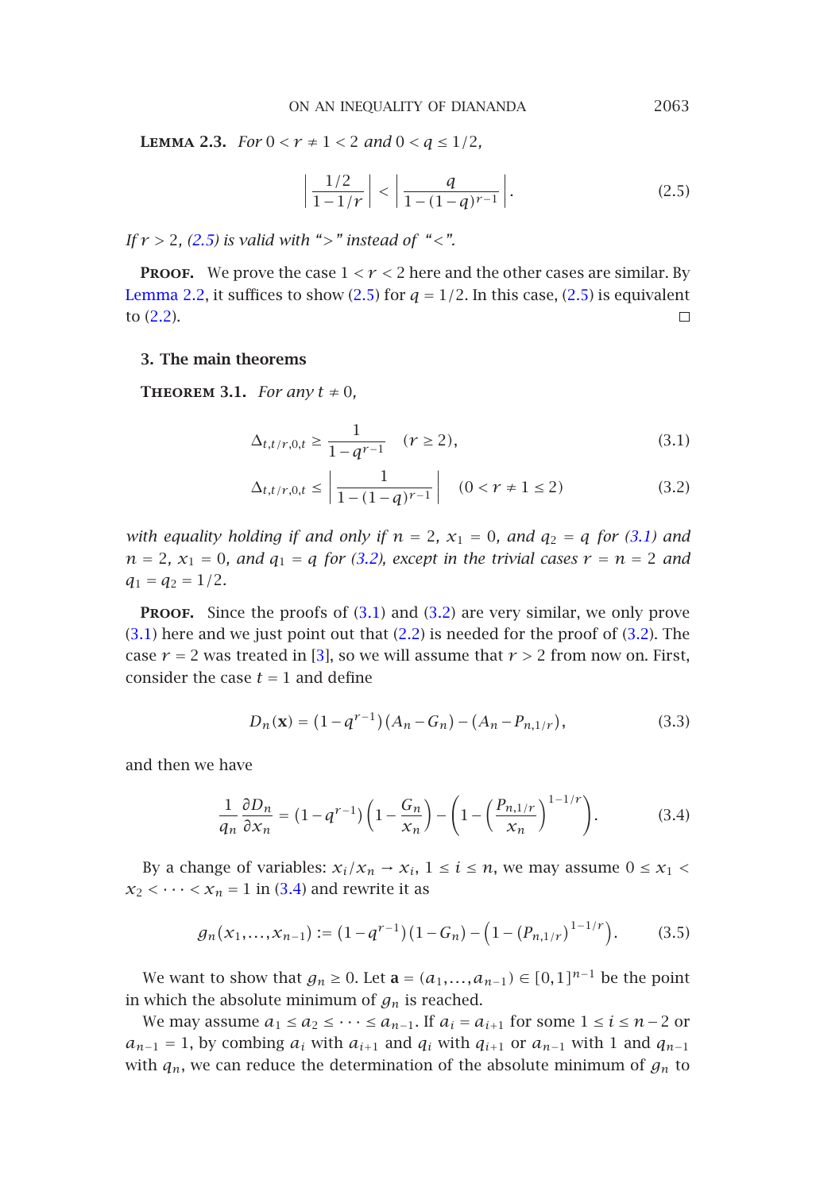**Lemma 2.3.** *For $0 < r \neq 1 < 2$ and $0 < q \leq 1/2$,*

$$\left| \frac{1/2}{1-1/r} \right| < \left| \frac{q}{1-(1-q)^{r-1}} \right|. \tag{2.5}$$

*If $r > 2$, (2.5) is valid with "$>$" instead of "$<$".*

**Proof.** We prove the case $1 < r < 2$ here and the other cases are similar. By Lemma 2.2, it suffices to show (2.5) for $q = 1/2$. In this case, (2.5) is equivalent to (2.2). □

## 3. The main theorems

**Theorem 3.1.** *For any $t \neq 0$,*

$$\Delta_{t,t/r,0,t} \geq \frac{1}{1-q^{r-1}} \quad (r \geq 2), \tag{3.1}$$

$$\Delta_{t,t/r,0,t} \leq \left| \frac{1}{1-(1-q)^{r-1}} \right| \quad (0 < r \neq 1 \leq 2) \tag{3.2}$$

*with equality holding if and only if $n = 2$, $x_1 = 0$, and $q_2 = q$ for (3.1) and $n = 2$, $x_1 = 0$, and $q_1 = q$ for (3.2), except in the trivial cases $r = n = 2$ and $q_1 = q_2 = 1/2$.*

**Proof.** Since the proofs of (3.1) and (3.2) are very similar, we only prove (3.1) here and we just point out that (2.2) is needed for the proof of (3.2). The case $r = 2$ was treated in [3], so we will assume that $r > 2$ from now on. First, consider the case $t = 1$ and define

$$D_n(\mathbf{x}) = \left(1-q^{r-1}\right)\left(A_n - G_n\right) - \left(A_n - P_{n,1/r}\right), \tag{3.3}$$

and then we have

$$\frac{1}{q_n}\frac{\partial D_n}{\partial x_n} = \left(1-q^{r-1}\right)\left(1 - \frac{G_n}{x_n}\right) - \left(1 - \left(\frac{P_{n,1/r}}{x_n}\right)^{1-1/r}\right). \tag{3.4}$$

By a change of variables: $x_i/x_n \to x_i$, $1 \leq i \leq n$, we may assume $0 \leq x_1 < x_2 < \cdots < x_n = 1$ in (3.4) and rewrite it as

$$g_n(x_1,\ldots,x_{n-1}) := \left(1-q^{r-1}\right)\left(1-G_n\right) - \left(1 - \left(P_{n,1/r}\right)^{1-1/r}\right). \tag{3.5}$$

We want to show that $g_n \geq 0$. Let $\mathbf{a} = (a_1,\ldots,a_{n-1}) \in [0,1]^{n-1}$ be the point in which the absolute minimum of $g_n$ is reached.

We may assume $a_1 \leq a_2 \leq \cdots \leq a_{n-1}$. If $a_i = a_{i+1}$ for some $1 \leq i \leq n-2$ or $a_{n-1} = 1$, by combing $a_i$ with $a_{i+1}$ and $q_i$ with $q_{i+1}$ or $a_{n-1}$ with $1$ and $q_{n-1}$ with $q_n$, we can reduce the determination of the absolute minimum of $g_n$ to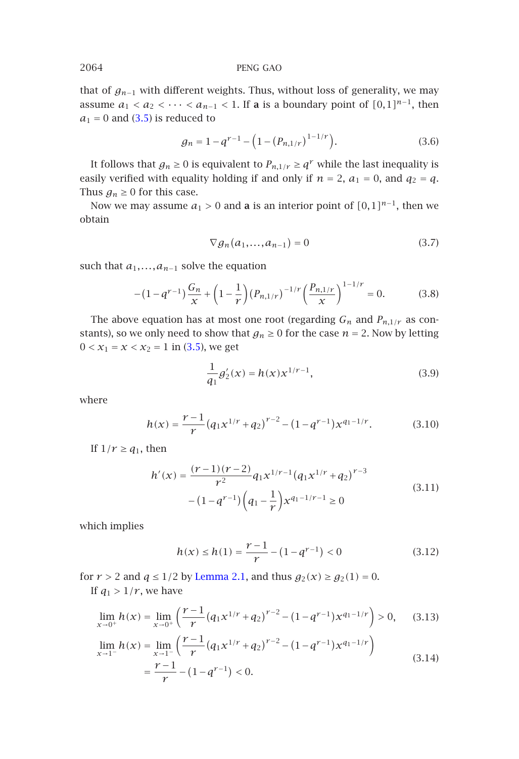that of $g_{n-1}$ with different weights. Thus, without loss of generality, we may assume $a_1 < a_2 < \cdots < a_{n-1} < 1$. If $\mathbf{a}$ is a boundary point of $[0,1]^{n-1}$, then $a_1 = 0$ and (3.5) is reduced to

$$g_n = 1 - q^{r-1} - \left(1 - (P_{n,1/r})^{1-1/r}\right). \tag{3.6}$$

It follows that $g_n \geq 0$ is equivalent to $P_{n,1/r} \geq q^r$ while the last inequality is easily verified with equality holding if and only if $n = 2$, $a_1 = 0$, and $q_2 = q$. Thus $g_n \geq 0$ for this case.

Now we may assume $a_1 > 0$ and $\mathbf{a}$ is an interior point of $[0,1]^{n-1}$, then we obtain

$$\nabla g_n(a_1, \ldots, a_{n-1}) = 0 \tag{3.7}$$

such that $a_1, \ldots, a_{n-1}$ solve the equation

$$-(1-q^{r-1})\frac{G_n}{x} + \left(1 - \frac{1}{r}\right)(P_{n,1/r})^{-1/r}\left(\frac{P_{n,1/r}}{x}\right)^{1-1/r} = 0. \tag{3.8}$$

The above equation has at most one root (regarding $G_n$ and $P_{n,1/r}$ as constants), so we only need to show that $g_n \geq 0$ for the case $n = 2$. Now by letting $0 < x_1 = x < x_2 = 1$ in (3.5), we get

$$\frac{1}{q_1} g_2'(x) = h(x) x^{1/r-1}, \tag{3.9}$$

where

$$h(x) = \frac{r-1}{r}\left(q_1 x^{1/r} + q_2\right)^{r-2} - (1-q^{r-1}) x^{q_1 - 1/r}. \tag{3.10}$$

If $1/r \geq q_1$, then

$$\begin{aligned} h'(x) = {} & \frac{(r-1)(r-2)}{r^2} q_1 x^{1/r-1}\left(q_1 x^{1/r} + q_2\right)^{r-3} \\ & - (1-q^{r-1})\left(q_1 - \frac{1}{r}\right) x^{q_1 - 1/r - 1} \geq 0 \end{aligned} \tag{3.11}$$

which implies

$$h(x) \leq h(1) = \frac{r-1}{r} - (1-q^{r-1}) < 0 \tag{3.12}$$

for $r > 2$ and $q \leq 1/2$ by Lemma 2.1, and thus $g_2(x) \geq g_2(1) = 0$.

If $q_1 > 1/r$, we have

$$\lim_{x \to 0^+} h(x) = \lim_{x \to 0^+} \left(\frac{r-1}{r}\left(q_1 x^{1/r} + q_2\right)^{r-2} - (1-q^{r-1}) x^{q_1 - 1/r}\right) > 0, \tag{3.13}$$

$$\begin{aligned} \lim_{x \to 1^-} h(x) &= \lim_{x \to 1^-} \left(\frac{r-1}{r}\left(q_1 x^{1/r} + q_2\right)^{r-2} - (1-q^{r-1}) x^{q_1 - 1/r}\right) \\ &= \frac{r-1}{r} - (1-q^{r-1}) < 0. \end{aligned} \tag{3.14}$$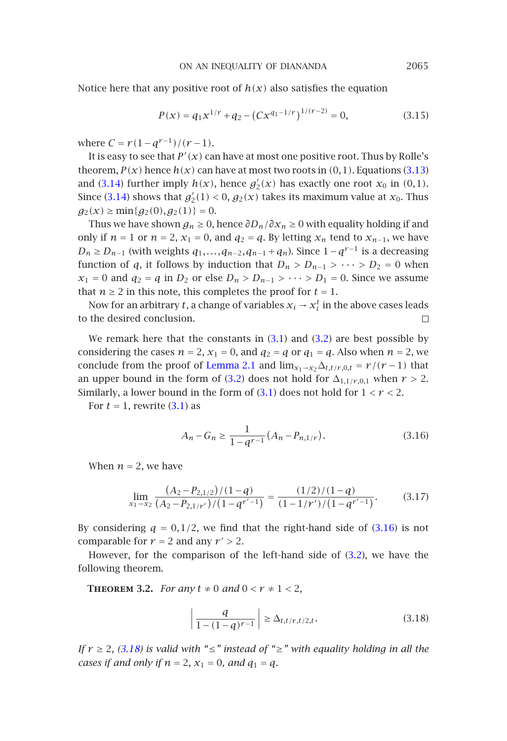Notice here that any positive root of $h(x)$ also satisfies the equation

$$P(x) = q_1 x^{1/r} + q_2 - \left(C x^{q_1 - 1/r}\right)^{1/(r-2)} = 0, \tag{3.15}$$

where $C = r(1-q^{r-1})/(r-1)$.

It is easy to see that $P'(x)$ can have at most one positive root. Thus by Rolle's theorem, $P(x)$ hence $h(x)$ can have at most two roots in $(0,1)$. Equations (3.13) and (3.14) further imply $h(x)$, hence $g_2'(x)$ has exactly one root $x_0$ in $(0,1)$. Since (3.14) shows that $g_2'(1) < 0$, $g_2(x)$ takes its maximum value at $x_0$. Thus $g_2(x) \ge \min\{g_2(0), g_2(1)\} = 0$.

Thus we have shown $g_n \ge 0$, hence $\partial D_n/\partial x_n \ge 0$ with equality holding if and only if $n = 1$ or $n = 2$, $x_1 = 0$, and $q_2 = q$. By letting $x_n$ tend to $x_{n-1}$, we have $D_n \ge D_{n-1}$ (with weights $q_1, \dots, q_{n-2}, q_{n-1} + q_n$). Since $1 - q^{r-1}$ is a decreasing function of $q$, it follows by induction that $D_n > D_{n-1} > \cdots > D_2 = 0$ when $x_1 = 0$ and $q_2 = q$ in $D_2$ or else $D_n > D_{n-1} > \cdots > D_1 = 0$. Since we assume that $n \ge 2$ in this note, this completes the proof for $t = 1$.

Now for an arbitrary $t$, a change of variables $x_i \to x_i^t$ in the above cases leads to the desired conclusion. □

We remark here that the constants in (3.1) and (3.2) are best possible by considering the cases $n = 2$, $x_1 = 0$, and $q_2 = q$ or $q_1 = q$. Also when $n = 2$, we conclude from the proof of Lemma 2.1 and $\lim_{x_1 \to x_2} \Delta_{t,t/r,0,t} = r/(r-1)$ that an upper bound in the form of (3.2) does not hold for $\Delta_{1,1/r,0,1}$ when $r > 2$. Similarly, a lower bound in the form of (3.1) does not hold for $1 < r < 2$.

For $t = 1$, rewrite (3.1) as

$$A_n - G_n \ge \frac{1}{1-q^{r-1}} \left(A_n - P_{n,1/r}\right). \tag{3.16}$$

When $n = 2$, we have

$$\lim_{x_1 \to x_2} \frac{(A_2 - P_{2,1/2})/(1-q)}{(A_2 - P_{2,1/r'})/(1-q^{r'-1})} = \frac{(1/2)/(1-q)}{(1-1/r')/(1-q^{r'-1})}. \tag{3.17}$$

By considering $q = 0, 1/2$, we find that the right-hand side of (3.16) is not comparable for $r = 2$ and any $r' > 2$.

However, for the comparison of the left-hand side of (3.2), we have the following theorem.

**Theorem 3.2.** *For any $t \ne 0$ and $0 < r \ne 1 < 2$,*

$$\left| \frac{q}{1-(1-q)^{r-1}} \right| \ge \Delta_{t,t/r,t/2,t}. \tag{3.18}$$

*If $r \ge 2$, (3.18) is valid with "≤" instead of "≥" with equality holding in all the cases if and only if $n = 2$, $x_1 = 0$, and $q_1 = q$.*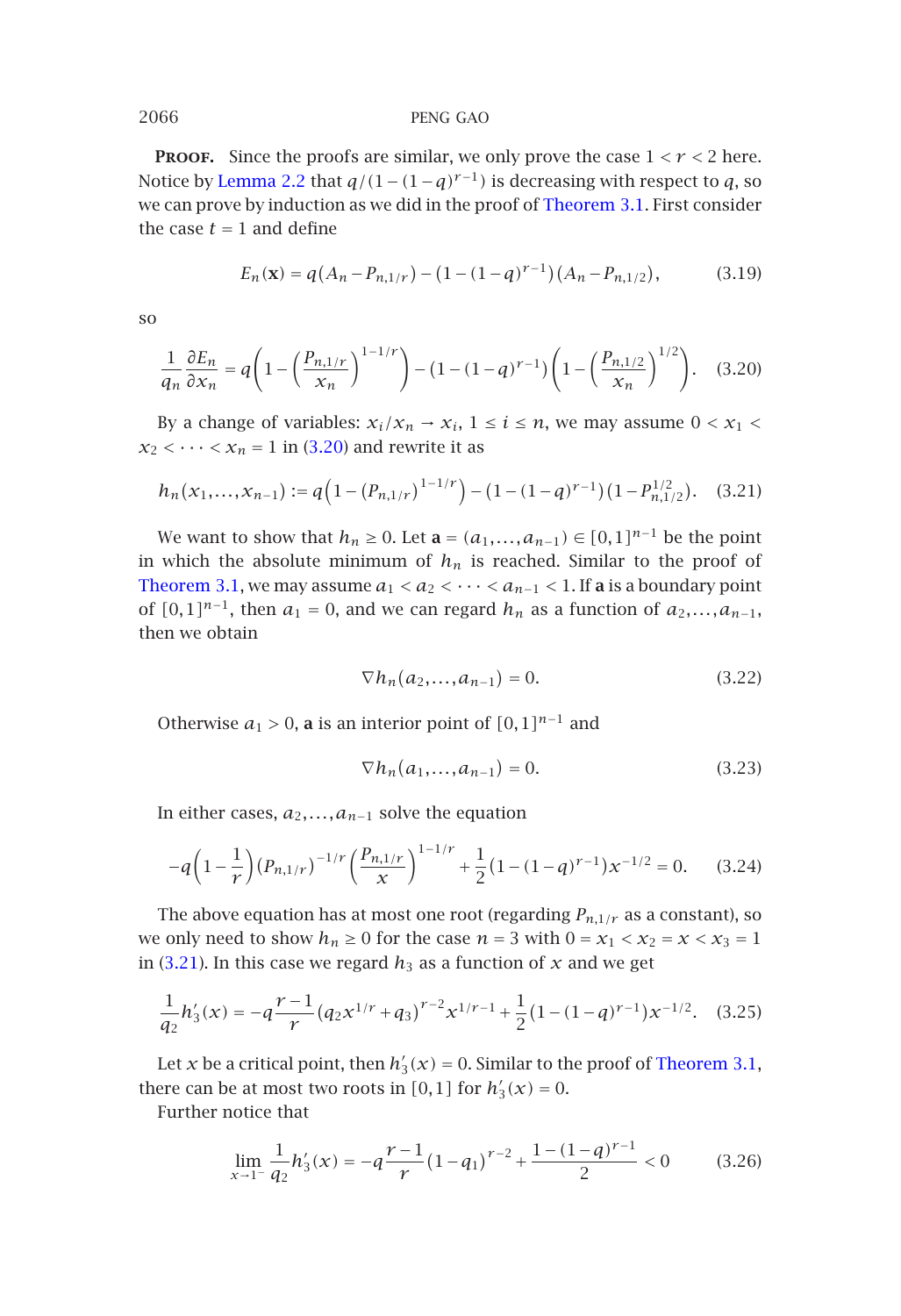**Proof.** Since the proofs are similar, we only prove the case $1 < r < 2$ here. Notice by Lemma 2.2 that $q/(1-(1-q)^{r-1})$ is decreasing with respect to $q$, so we can prove by induction as we did in the proof of Theorem 3.1. First consider the case $t = 1$ and define

$$E_n(\mathbf{x}) = q(A_n - P_{n,1/r}) - (1-(1-q)^{r-1})(A_n - P_{n,1/2}), \tag{3.19}$$

so

$$\frac{1}{q_n}\frac{\partial E_n}{\partial x_n} = q\left(1 - \left(\frac{P_{n,1/r}}{x_n}\right)^{1-1/r}\right) - (1-(1-q)^{r-1})\left(1 - \left(\frac{P_{n,1/2}}{x_n}\right)^{1/2}\right). \tag{3.20}$$

By a change of variables: $x_i/x_n \to x_i$, $1 \le i \le n$, we may assume $0 < x_1 < x_2 < \cdots < x_n = 1$ in (3.20) and rewrite it as

$$h_n(x_1,\dots,x_{n-1}) := q\left(1 - (P_{n,1/r})^{1-1/r}\right) - (1-(1-q)^{r-1})(1 - P_{n,1/2}^{1/2}). \tag{3.21}$$

We want to show that $h_n \ge 0$. Let $\mathbf{a} = (a_1,\dots,a_{n-1}) \in [0,1]^{n-1}$ be the point in which the absolute minimum of $h_n$ is reached. Similar to the proof of Theorem 3.1, we may assume $a_1 < a_2 < \cdots < a_{n-1} < 1$. If $\mathbf{a}$ is a boundary point of $[0,1]^{n-1}$, then $a_1 = 0$, and we can regard $h_n$ as a function of $a_2,\dots,a_{n-1}$, then we obtain

$$\nabla h_n(a_2,\dots,a_{n-1}) = 0. \tag{3.22}$$

Otherwise $a_1 > 0$, $\mathbf{a}$ is an interior point of $[0,1]^{n-1}$ and

$$\nabla h_n(a_1,\dots,a_{n-1}) = 0. \tag{3.23}$$

In either cases, $a_2,\dots,a_{n-1}$ solve the equation

$$-q\left(1 - \frac{1}{r}\right)(P_{n,1/r})^{-1/r}\left(\frac{P_{n,1/r}}{x}\right)^{1-1/r} + \frac{1}{2}(1-(1-q)^{r-1})x^{-1/2} = 0. \tag{3.24}$$

The above equation has at most one root (regarding $P_{n,1/r}$ as a constant), so we only need to show $h_n \ge 0$ for the case $n = 3$ with $0 = x_1 < x_2 = x < x_3 = 1$ in (3.21). In this case we regard $h_3$ as a function of $x$ and we get

$$\frac{1}{q_2}h_3'(x) = -q\frac{r-1}{r}(q_2x^{1/r} + q_3)^{r-2}x^{1/r-1} + \frac{1}{2}(1-(1-q)^{r-1})x^{-1/2}. \tag{3.25}$$

Let $x$ be a critical point, then $h_3'(x) = 0$. Similar to the proof of Theorem 3.1, there can be at most two roots in $[0,1]$ for $h_3'(x) = 0$.

Further notice that

$$\lim_{x\to 1^-}\frac{1}{q_2}h_3'(x) = -q\frac{r-1}{r}(1-q_1)^{r-2} + \frac{1-(1-q)^{r-1}}{2} < 0 \tag{3.26}$$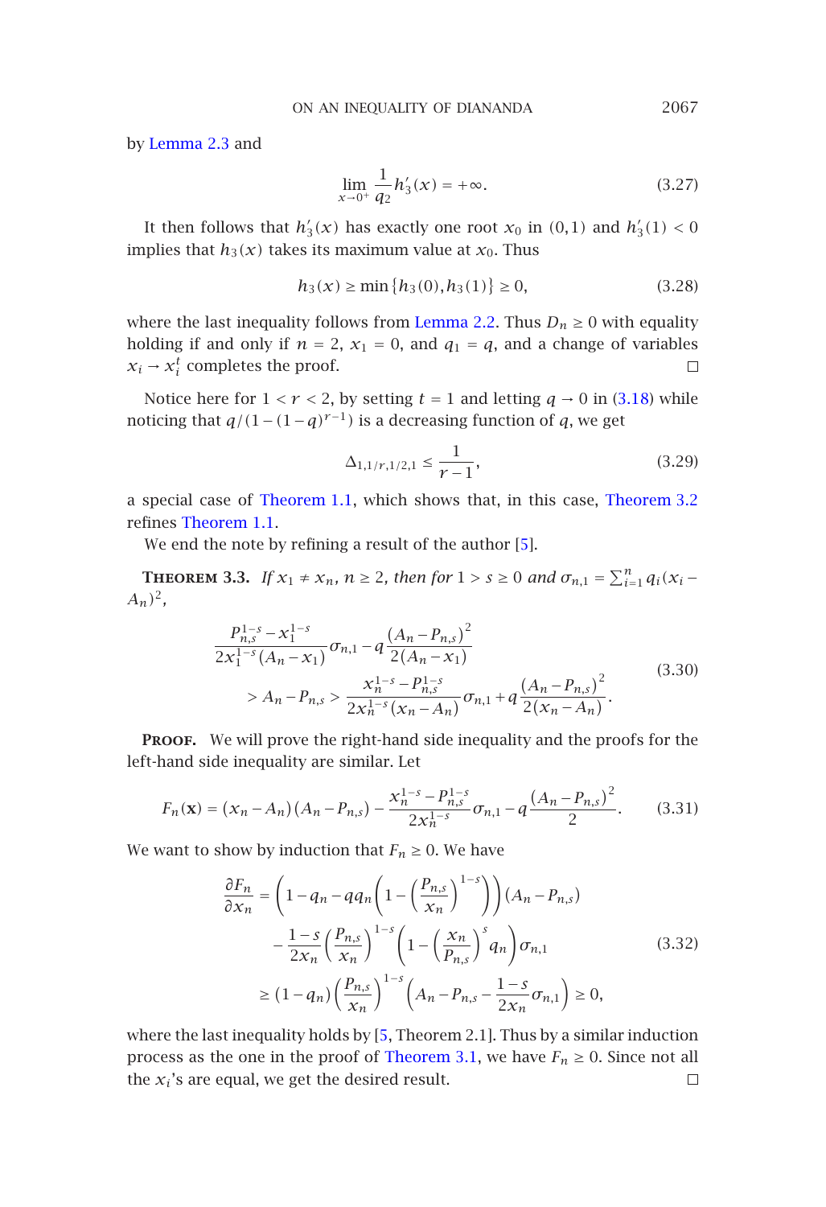by Lemma 2.3 and

$$\lim_{x\to 0^+}\frac{1}{q_2}h_3'(x)=+\infty. \tag{3.27}$$

It then follows that $h_3'(x)$ has exactly one root $x_0$ in $(0,1)$ and $h_3'(1)<0$ implies that $h_3(x)$ takes its maximum value at $x_0$. Thus

$$h_3(x)\geq \min\{h_3(0),h_3(1)\}\geq 0, \tag{3.28}$$

where the last inequality follows from Lemma 2.2. Thus $D_n\geq 0$ with equality holding if and only if $n=2$, $x_1=0$, and $q_1=q$, and a change of variables $x_i\to x_i^t$ completes the proof. □

Notice here for $1<r<2$, by setting $t=1$ and letting $q\to 0$ in (3.18) while noticing that $q/(1-(1-q)^{r-1})$ is a decreasing function of $q$, we get

$$\Delta_{1,1/r,1/2,1}\leq \frac{1}{r-1}, \tag{3.29}$$

a special case of Theorem 1.1, which shows that, in this case, Theorem 3.2 refines Theorem 1.1.

We end the note by refining a result of the author [5].

**Theorem 3.3.** *If $x_1\neq x_n$, $n\geq 2$, then for $1>s\geq 0$ and $\sigma_{n,1}=\sum_{i=1}^n q_i(x_i-A_n)^2$,*

$$\begin{aligned}
&\frac{P_{n,s}^{1-s}-x_1^{1-s}}{2x_1^{1-s}(A_n-x_1)}\sigma_{n,1}-q\frac{(A_n-P_{n,s})^2}{2(A_n-x_1)}\\
&\quad > A_n-P_{n,s}>\frac{x_n^{1-s}-P_{n,s}^{1-s}}{2x_n^{1-s}(x_n-A_n)}\sigma_{n,1}+q\frac{(A_n-P_{n,s})^2}{2(x_n-A_n)}.
\end{aligned} \tag{3.30}$$

**Proof.** We will prove the right-hand side inequality and the proofs for the left-hand side inequality are similar. Let

$$F_n(\mathbf{x})=(x_n-A_n)(A_n-P_{n,s})-\frac{x_n^{1-s}-P_{n,s}^{1-s}}{2x_n^{1-s}}\sigma_{n,1}-q\frac{(A_n-P_{n,s})^2}{2}. \tag{3.31}$$

We want to show by induction that $F_n\geq 0$. We have

$$\begin{aligned}
\frac{\partial F_n}{\partial x_n}&=\left(1-q_n-qq_n\left(1-\left(\frac{P_{n,s}}{x_n}\right)^{1-s}\right)\right)(A_n-P_{n,s})\\
&\quad-\frac{1-s}{2x_n}\left(\frac{P_{n,s}}{x_n}\right)^{1-s}\left(1-\left(\frac{x_n}{P_{n,s}}\right)^{s}q_n\right)\sigma_{n,1}\\
&\geq (1-q_n)\left(\frac{P_{n,s}}{x_n}\right)^{1-s}\left(A_n-P_{n,s}-\frac{1-s}{2x_n}\sigma_{n,1}\right)\geq 0,
\end{aligned} \tag{3.32}$$

where the last inequality holds by [5, Theorem 2.1]. Thus by a similar induction process as the one in the proof of Theorem 3.1, we have $F_n\geq 0$. Since not all the $x_i$'s are equal, we get the desired result. □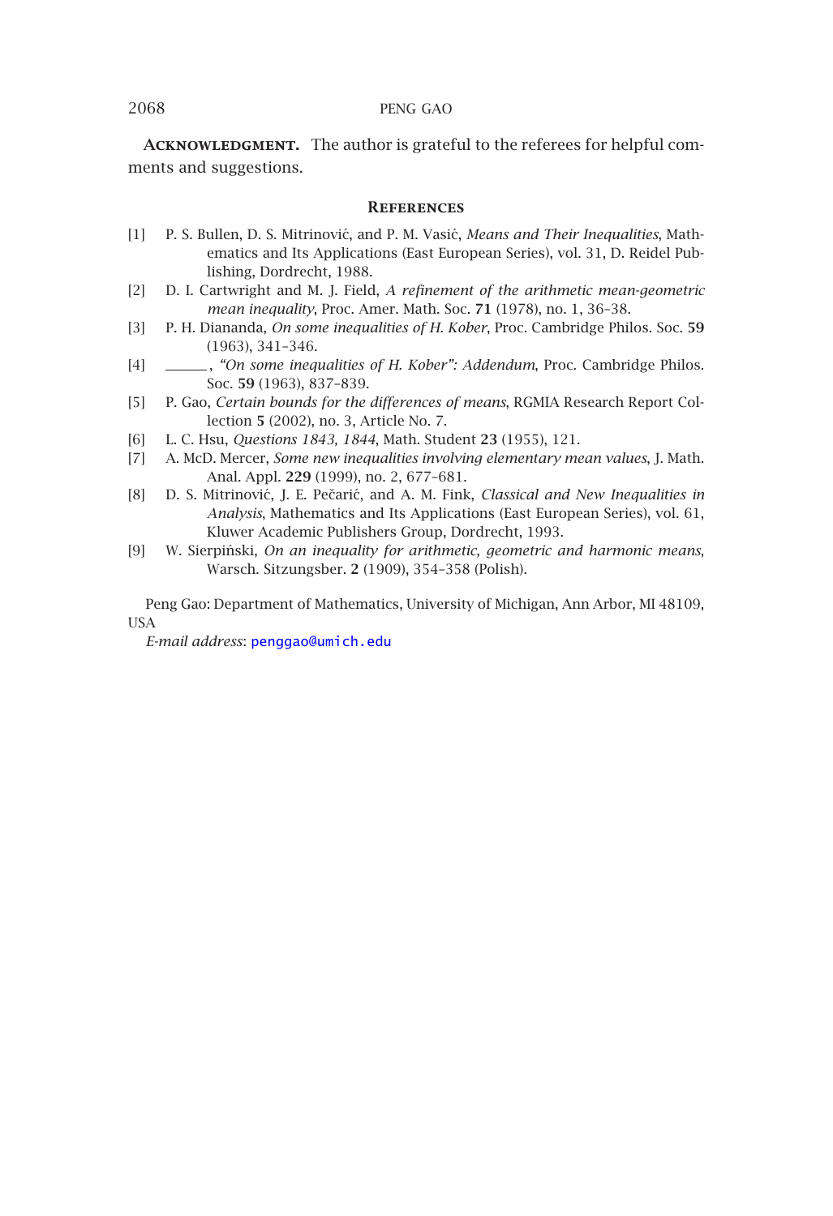**Acknowledgment.** The author is grateful to the referees for helpful comments and suggestions.

## References

[1] P. S. Bullen, D. S. Mitrinović, and P. M. Vasić, *Means and Their Inequalities*, Mathematics and Its Applications (East European Series), vol. 31, D. Reidel Publishing, Dordrecht, 1988.

[2] D. I. Cartwright and M. J. Field, *A refinement of the arithmetic mean-geometric mean inequality*, Proc. Amer. Math. Soc. **71** (1978), no. 1, 36–38.

[3] P. H. Diananda, *On some inequalities of H. Kober*, Proc. Cambridge Philos. Soc. **59** (1963), 341–346.

[4] ______, *"On some inequalities of H. Kober": Addendum*, Proc. Cambridge Philos. Soc. **59** (1963), 837–839.

[5] P. Gao, *Certain bounds for the differences of means*, RGMIA Research Report Collection **5** (2002), no. 3, Article No. 7.

[6] L. C. Hsu, *Questions 1843, 1844*, Math. Student **23** (1955), 121.

[7] A. McD. Mercer, *Some new inequalities involving elementary mean values*, J. Math. Anal. Appl. **229** (1999), no. 2, 677–681.

[8] D. S. Mitrinović, J. E. Pečarić, and A. M. Fink, *Classical and New Inequalities in Analysis*, Mathematics and Its Applications (East European Series), vol. 61, Kluwer Academic Publishers Group, Dordrecht, 1993.

[9] W. Sierpiński, *On an inequality for arithmetic, geometric and harmonic means*, Warsch. Sitzungsber. **2** (1909), 354–358 (Polish).

Peng Gao: Department of Mathematics, University of Michigan, Ann Arbor, MI 48109, USA

*E-mail address*: penggao@umich.edu